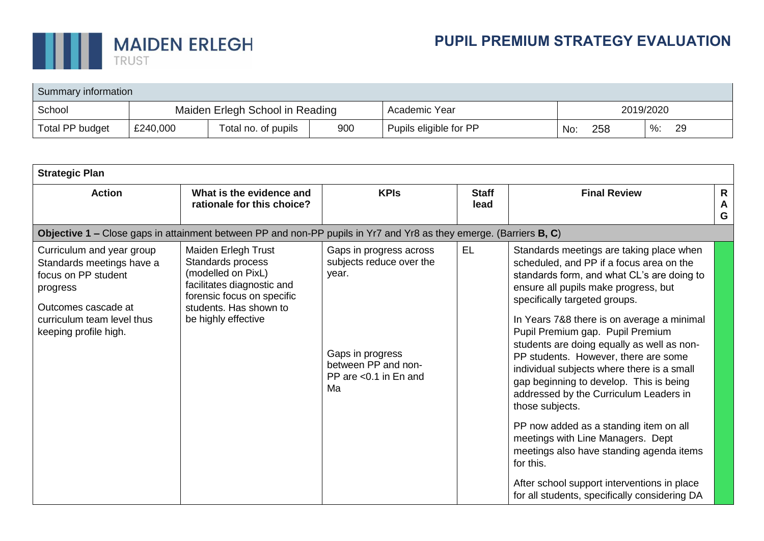MAIDEN ERLEGH TRUST

# PUPIL PREMIUM STRATEGY EVALUATION

| Summary information | | | | | | |
|---|---|---|---|---|---|---|
| School | Maiden Erlegh School in Reading | | | Academic Year | 2019/2020 | |
| Total PP budget | £240,000 | Total no. of pupils | 900 | Pupils eligible for PP | No: 258 | %: 29 |

**Strategic Plan**

| Action | What is the evidence and rationale for this choice? | KPIs | Staff lead | Final Review | RAG |
|---|---|---|---|---|---|
| **Objective 1 –** Close gaps in attainment between PP and non-PP pupils in Yr7 and Yr8 as they emerge. (Barriers **B, C**) | | | | | |
| Curriculum and year group Standards meetings have a focus on PP student progress<br><br>Outcomes cascade at curriculum team level thus keeping profile high. | Maiden Erlegh Trust Standards process (modelled on PixL) facilitates diagnostic and forensic focus on specific students. Has shown to be highly effective | Gaps in progress across subjects reduce over the year.<br><br>Gaps in progress between PP and non-PP are <0.1 in En and Ma | EL | Standards meetings are taking place when scheduled, and PP if a focus area on the standards form, and what CL's are doing to ensure all pupils make progress, but specifically targeted groups.<br><br>In Years 7&8 there is on average a minimal Pupil Premium gap. Pupil Premium students are doing equally as well as non-PP students. However, there are some individual subjects where there is a small gap beginning to develop. This is being addressed by the Curriculum Leaders in those subjects.<br><br>PP now added as a standing item on all meetings with Line Managers. Dept meetings also have standing agenda items for this.<br><br>After school support interventions in place for all students, specifically considering DA | Green |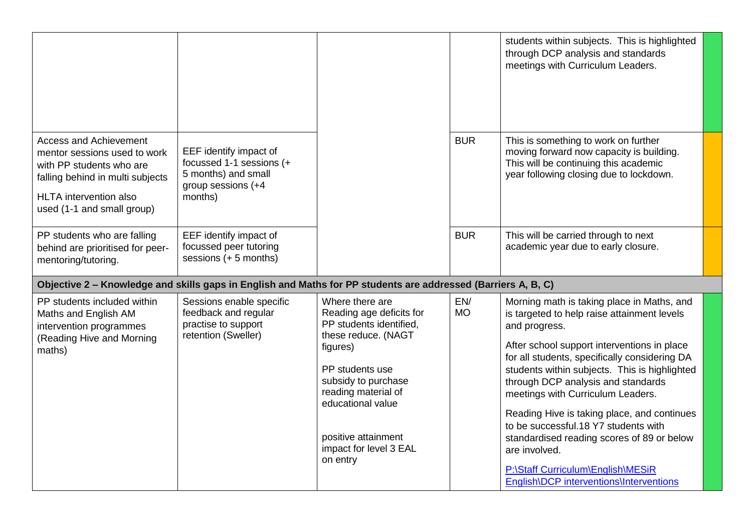| | | | | | |
|---|---|---|---|---|---|
| | | | | students within subjects. This is highlighted through DCP analysis and standards meetings with Curriculum Leaders. | |
| Access and Achievement mentor sessions used to work with PP students who are falling behind in multi subjects<br><br>HLTA intervention also used (1-1 and small group) | EEF identify impact of focussed 1-1 sessions (+ 5 months) and small group sessions (+4 months) | | BUR | This is something to work on further moving forward now capacity is building. This will be continuing this academic year following closing due to lockdown. | |
| PP students who are falling behind are prioritised for peer-mentoring/tutoring. | EEF identify impact of focussed peer tutoring sessions (+ 5 months) | | BUR | This will be carried through to next academic year due to early closure. | |
| **Objective 2 – Knowledge and skills gaps in English and Maths for PP students are addressed (Barriers A, B, C)** | | | | | |
| PP students included within Maths and English AM intervention programmes (Reading Hive and Morning maths) | Sessions enable specific feedback and regular practise to support retention (Sweller) | Where there are Reading age deficits for PP students identified, these reduce. (NAGT figures)<br><br>PP students use subsidy to purchase reading material of educational value<br><br>positive attainment impact for level 3 EAL on entry | EN/ MO | Morning math is taking place in Maths, and is targeted to help raise attainment levels and progress.<br><br>After school support interventions in place for all students, specifically considering DA students within subjects. This is highlighted through DCP analysis and standards meetings with Curriculum Leaders.<br><br>Reading Hive is taking place, and continues to be successful.18 Y7 students with standardised reading scores of 89 or below are involved.<br><br>P:\Staff Curriculum\English\MESiR English\DCP interventions\Interventions | |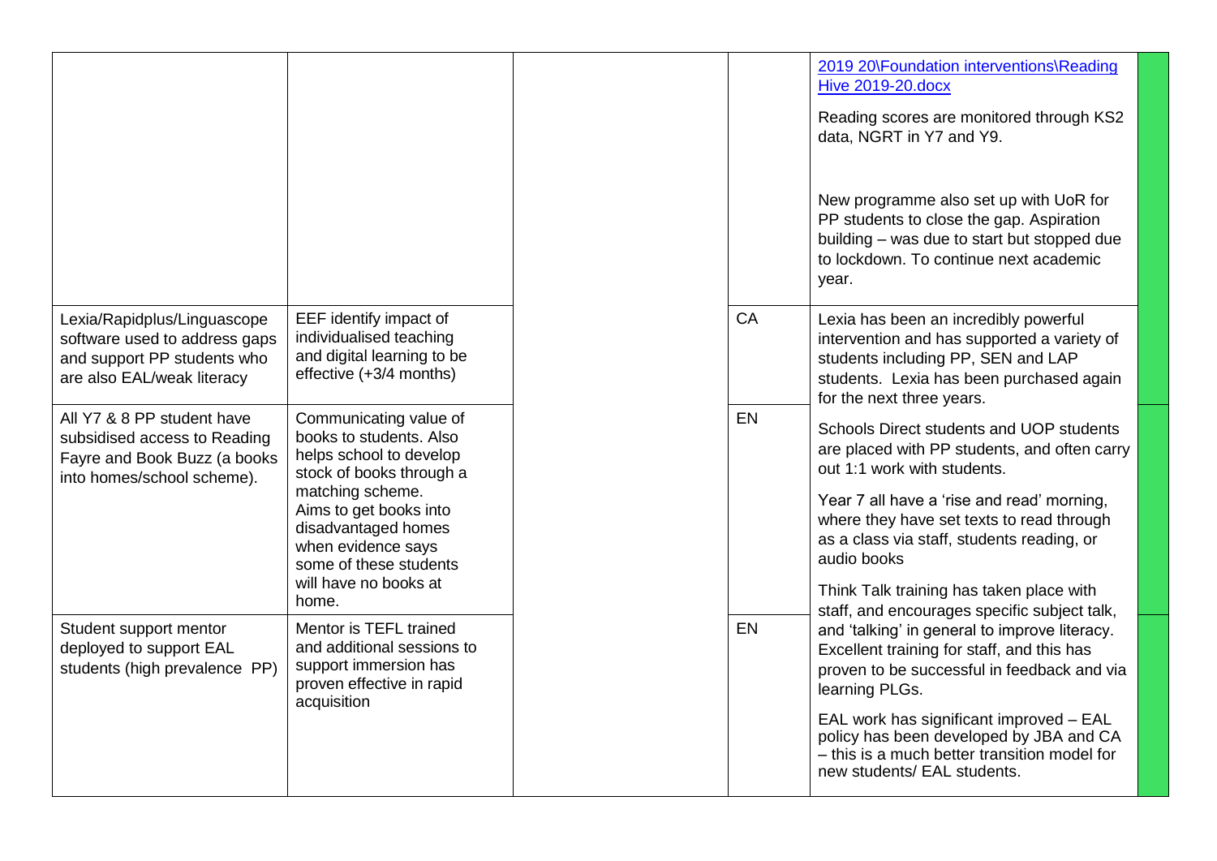| | | | | | |
|---|---|---|---|---|---|
| | | | | 2019 20\Foundation interventions\Reading Hive 2019-20.docx<br><br>Reading scores are monitored through KS2 data, NGRT in Y7 and Y9.<br><br>New programme also set up with UoR for PP students to close the gap. Aspiration building – was due to start but stopped due to lockdown. To continue next academic year. | |
| Lexia/Rapidplus/Linguascope software used to address gaps and support PP students who are also EAL/weak literacy | EEF identify impact of individualised teaching and digital learning to be effective (+3/4 months) | | CA | Lexia has been an incredibly powerful intervention and has supported a variety of students including PP, SEN and LAP students. Lexia has been purchased again for the next three years. | |
| All Y7 & 8 PP student have subsidised access to Reading Fayre and Book Buzz (a books into homes/school scheme). | Communicating value of books to students. Also helps school to develop stock of books through a matching scheme.<br>Aims to get books into disadvantaged homes when evidence says some of these students will have no books at home. | | EN | Schools Direct students and UOP students are placed with PP students, and often carry out 1:1 work with students.<br><br>Year 7 all have a 'rise and read' morning, where they have set texts to read through as a class via staff, students reading, or audio books<br><br>Think Talk training has taken place with staff, and encourages specific subject talk, and 'talking' in general to improve literacy. Excellent training for staff, and this has proven to be successful in feedback and via learning PLGs.<br><br>EAL work has significant improved – EAL policy has been developed by JBA and CA – this is a much better transition model for new students/ EAL students. | |
| Student support mentor deployed to support EAL students (high prevalence PP) | Mentor is TEFL trained and additional sessions to support immersion has proven effective in rapid acquisition | | EN | | |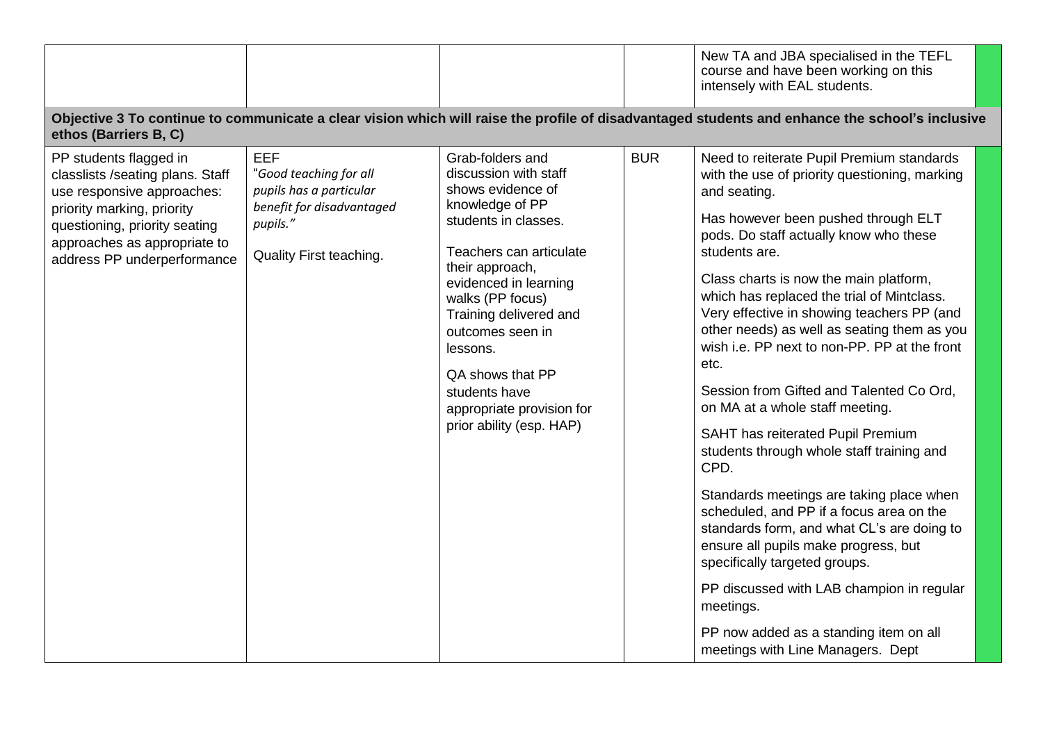| | | | | |
|---|---|---|---|---|
| | | | | New TA and JBA specialised in the TEFL course and have been working on this intensely with EAL students. |
| **Objective 3 To continue to communicate a clear vision which will raise the profile of disadvantaged students and enhance the school's inclusive ethos (Barriers B, C)** | | | | |
| PP students flagged in classlists /seating plans. Staff use responsive approaches: priority marking, priority questioning, priority seating approaches as appropriate to address PP underperformance | EEF<br>"*Good teaching for all pupils has a particular benefit for disadvantaged pupils.*"<br><br>Quality First teaching. | Grab-folders and discussion with staff shows evidence of knowledge of PP students in classes.<br><br>Teachers can articulate their approach, evidenced in learning walks (PP focus) Training delivered and outcomes seen in lessons.<br><br>QA shows that PP students have appropriate provision for prior ability (esp. HAP) | BUR | Need to reiterate Pupil Premium standards with the use of priority questioning, marking and seating.<br><br>Has however been pushed through ELT pods. Do staff actually know who these students are.<br><br>Class charts is now the main platform, which has replaced the trial of Mintclass. Very effective in showing teachers PP (and other needs) as well as seating them as you wish i.e. PP next to non-PP. PP at the front etc.<br><br>Session from Gifted and Talented Co Ord, on MA at a whole staff meeting.<br><br>SAHT has reiterated Pupil Premium students through whole staff training and CPD.<br><br>Standards meetings are taking place when scheduled, and PP if a focus area on the standards form, and what CL's are doing to ensure all pupils make progress, but specifically targeted groups.<br><br>PP discussed with LAB champion in regular meetings.<br><br>PP now added as a standing item on all meetings with Line Managers. Dept |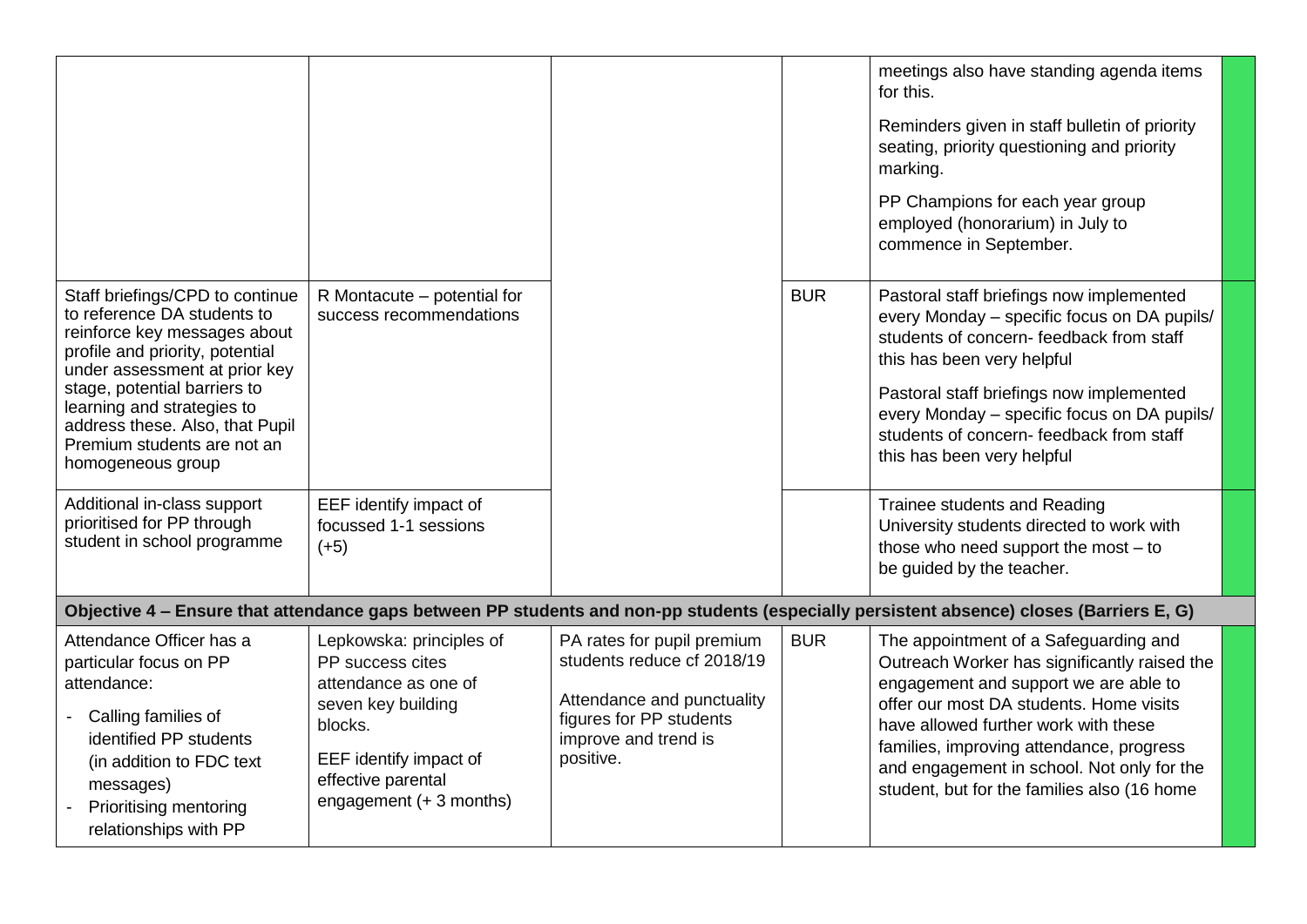| | | | | | |
|---|---|---|---|---|---|
| | | | | meetings also have standing agenda items for this.<br><br>Reminders given in staff bulletin of priority seating, priority questioning and priority marking.<br><br>PP Champions for each year group employed (honorarium) in July to commence in September. | |
| Staff briefings/CPD to continue to reference DA students to reinforce key messages about profile and priority, potential under assessment at prior key stage, potential barriers to learning and strategies to address these. Also, that Pupil Premium students are not an homogeneous group | R Montacute – potential for success recommendations | | BUR | Pastoral staff briefings now implemented every Monday – specific focus on DA pupils/ students of concern- feedback from staff this has been very helpful<br><br>Pastoral staff briefings now implemented every Monday – specific focus on DA pupils/ students of concern- feedback from staff this has been very helpful | |
| Additional in-class support prioritised for PP through student in school programme | EEF identify impact of focussed 1-1 sessions (+5) | | | Trainee students and Reading University students directed to work with those who need support the most – to be guided by the teacher. | |
| **Objective 4 – Ensure that attendance gaps between PP students and non-pp students (especially persistent absence) closes (Barriers E, G)** | | | | | |
| Attendance Officer has a particular focus on PP attendance:<br>- Calling families of identified PP students (in addition to FDC text messages)<br>- Prioritising mentoring relationships with PP | Lepkowska: principles of PP success cites attendance as one of seven key building blocks.<br><br>EEF identify impact of effective parental engagement (+ 3 months) | PA rates for pupil premium students reduce cf 2018/19<br><br>Attendance and punctuality figures for PP students improve and trend is positive. | BUR | The appointment of a Safeguarding and Outreach Worker has significantly raised the engagement and support we are able to offer our most DA students. Home visits have allowed further work with these families, improving attendance, progress and engagement in school. Not only for the student, but for the families also (16 home | |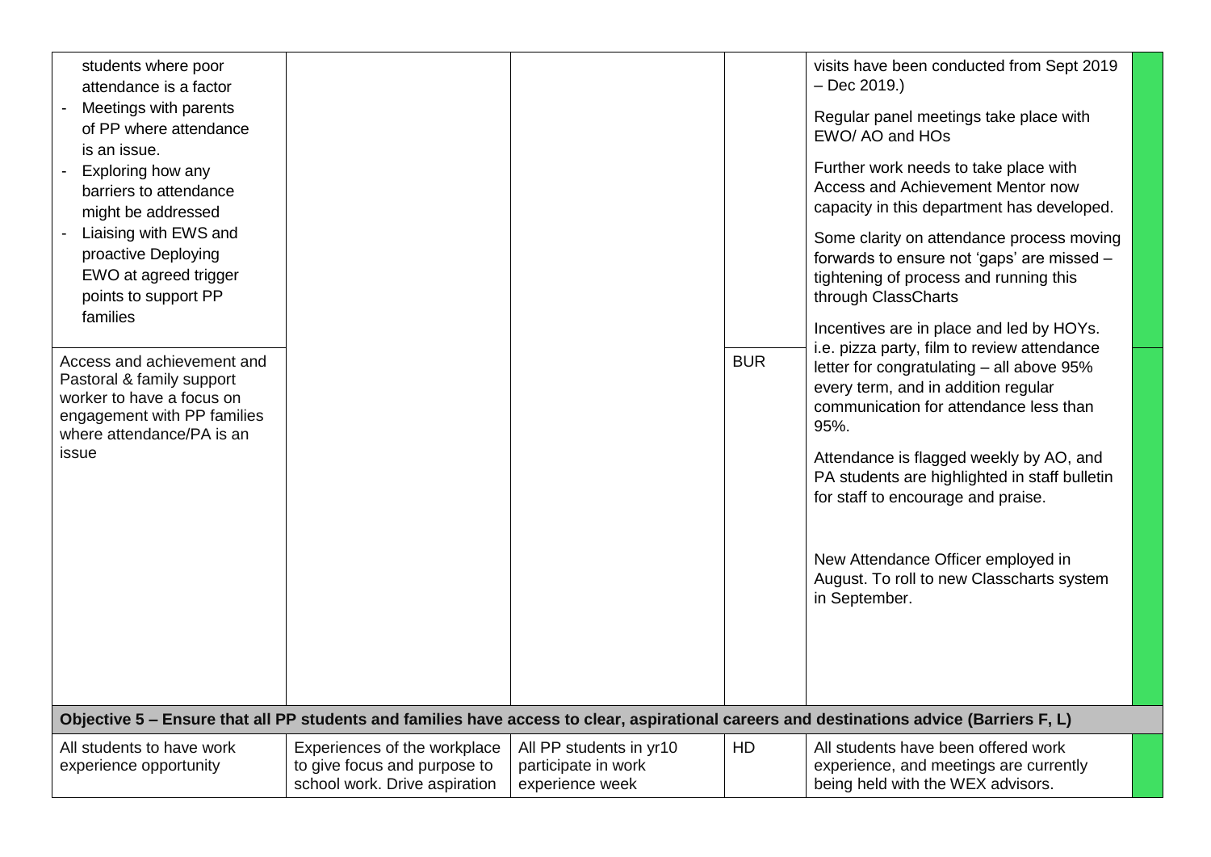| | | | | | |
|---|---|---|---|---|---|
| students where poor attendance is a factor<br>- Meetings with parents of PP where attendance is an issue.<br>- Exploring how any barriers to attendance might be addressed<br>- Liaising with EWS and proactive Deploying EWO at agreed trigger points to support PP families | | | | visits have been conducted from Sept 2019 – Dec 2019.)<br><br>Regular panel meetings take place with EWO/ AO and HOs<br><br>Further work needs to take place with Access and Achievement Mentor now capacity in this department has developed.<br><br>Some clarity on attendance process moving forwards to ensure not 'gaps' are missed – tightening of process and running this through ClassCharts<br><br>Incentives are in place and led by HOYs. i.e. pizza party, film to review attendance letter for congratulating – all above 95% every term, and in addition regular communication for attendance less than 95%.<br><br>Attendance is flagged weekly by AO, and PA students are highlighted in staff bulletin for staff to encourage and praise.<br><br>New Attendance Officer employed in August. To roll to new Classcharts system in September. | |
| Access and achievement and Pastoral & family support worker to have a focus on engagement with PP families where attendance/PA is an issue | | | BUR | | |
| **Objective 5 – Ensure that all PP students and families have access to clear, aspirational careers and destinations advice (Barriers F, L)** | | | | | |
| All students to have work experience opportunity | Experiences of the workplace to give focus and purpose to school work. Drive aspiration | All PP students in yr10 participate in work experience week | HD | All students have been offered work experience, and meetings are currently being held with the WEX advisors. | |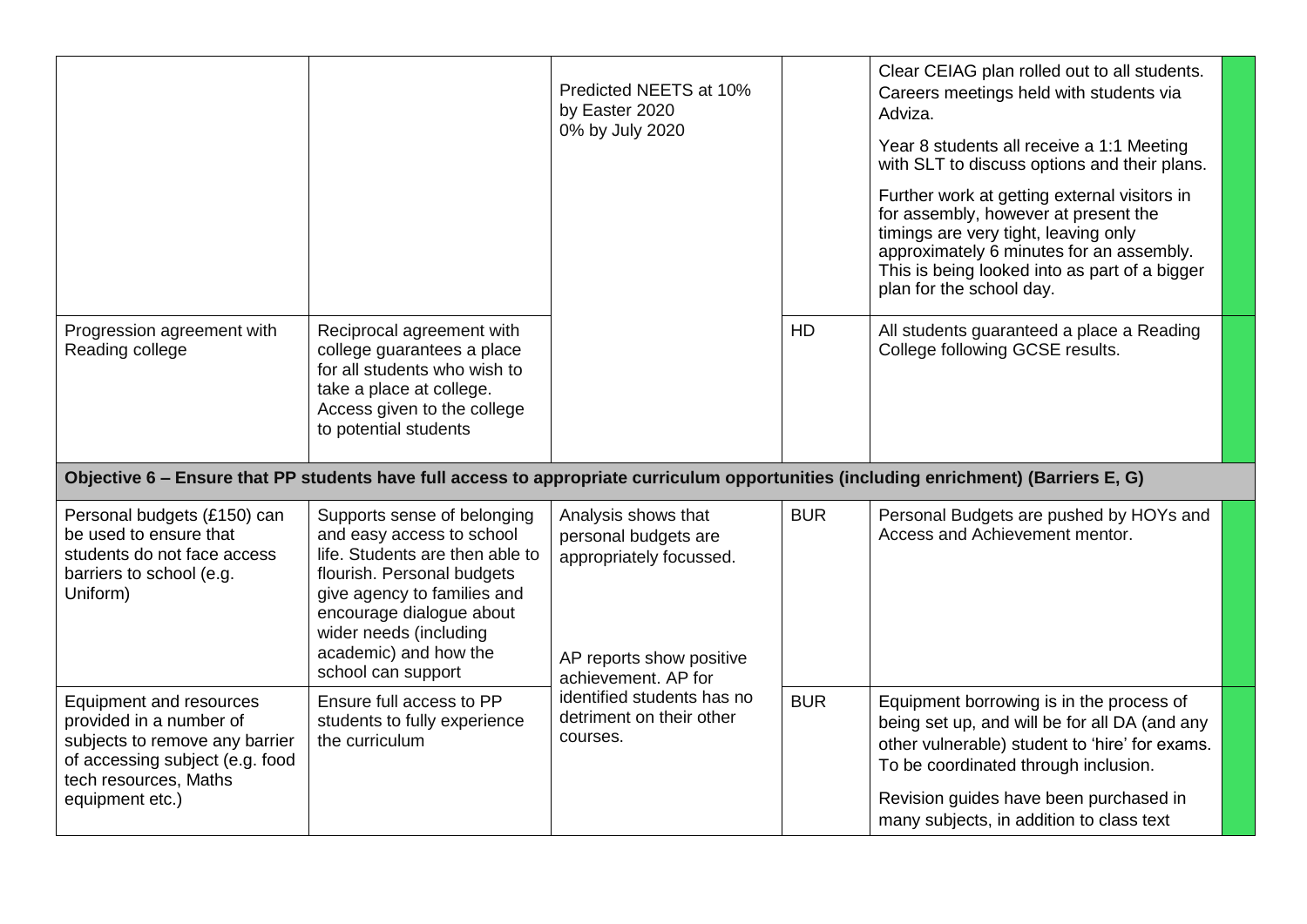| | | | | | |
|---|---|---|---|---|---|
| | | Predicted NEETS at 10% by Easter 2020<br>0% by July 2020 | | Clear CEIAG plan rolled out to all students. Careers meetings held with students via Adviza.<br><br>Year 8 students all receive a 1:1 Meeting with SLT to discuss options and their plans.<br><br>Further work at getting external visitors in for assembly, however at present the timings are very tight, leaving only approximately 6 minutes for an assembly. This is being looked into as part of a bigger plan for the school day. | |
| Progression agreement with Reading college | Reciprocal agreement with college guarantees a place for all students who wish to take a place at college. Access given to the college to potential students | | HD | All students guaranteed a place a Reading College following GCSE results. | |
| **Objective 6 – Ensure that PP students have full access to appropriate curriculum opportunities (including enrichment) (Barriers E, G)** | | | | | |
| Personal budgets (£150) can be used to ensure that students do not face access barriers to school (e.g. Uniform) | Supports sense of belonging and easy access to school life. Students are then able to flourish. Personal budgets give agency to families and encourage dialogue about wider needs (including academic) and how the school can support | Analysis shows that personal budgets are appropriately focussed.<br><br>AP reports show positive achievement. AP for identified students has no detriment on their other courses. | BUR | Personal Budgets are pushed by HOYs and Access and Achievement mentor. | |
| Equipment and resources provided in a number of subjects to remove any barrier of accessing subject (e.g. food tech resources, Maths equipment etc.) | Ensure full access to PP students to fully experience the curriculum | | BUR | Equipment borrowing is in the process of being set up, and will be for all DA (and any other vulnerable) student to 'hire' for exams. To be coordinated through inclusion.<br><br>Revision guides have been purchased in many subjects, in addition to class text | |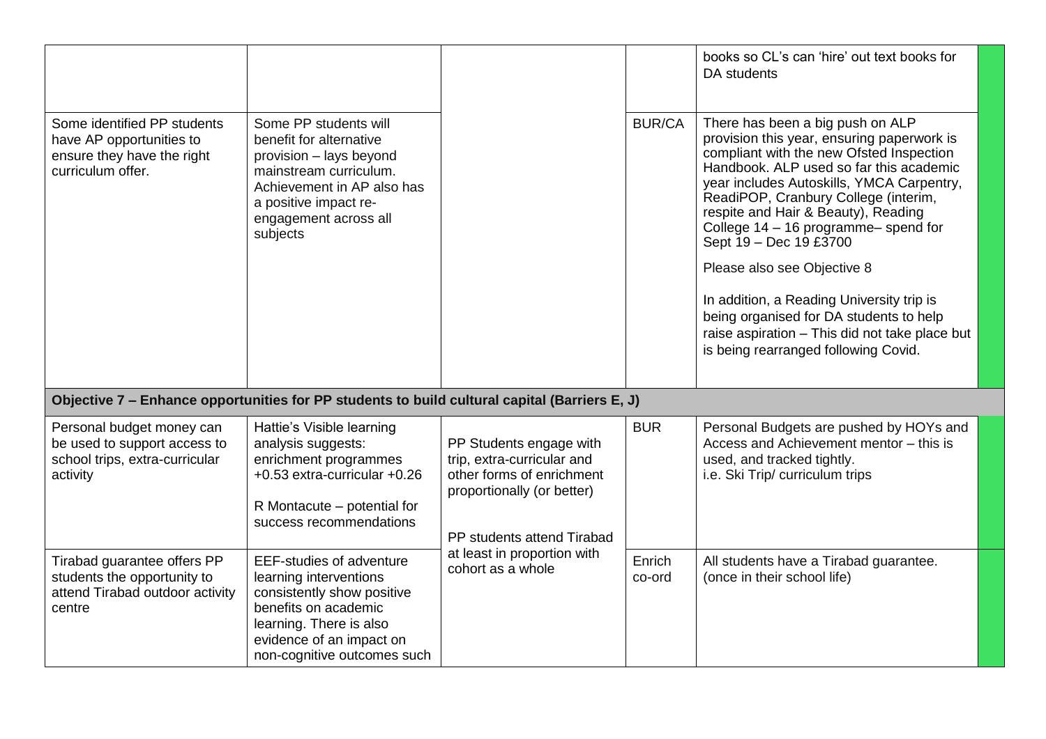| | | | | | |
|---|---|---|---|---|---|
| | | | | books so CL's can 'hire' out text books for DA students | |
| Some identified PP students have AP opportunities to ensure they have the right curriculum offer. | Some PP students will benefit for alternative provision – lays beyond mainstream curriculum. Achievement in AP also has a positive impact re-engagement across all subjects | | BUR/CA | There has been a big push on ALP provision this year, ensuring paperwork is compliant with the new Ofsted Inspection Handbook. ALP used so far this academic year includes Autoskills, YMCA Carpentry, ReadiPOP, Cranbury College (interim, respite and Hair & Beauty), Reading College 14 – 16 programme– spend for Sept 19 – Dec 19 £3700<br><br>Please also see Objective 8<br><br>In addition, a Reading University trip is being organised for DA students to help raise aspiration – This did not take place but is being rearranged following Covid. | |
| **Objective 7 – Enhance opportunities for PP students to build cultural capital (Barriers E, J)** | | | | | |
| Personal budget money can be used to support access to school trips, extra-curricular activity | Hattie's Visible learning analysis suggests: enrichment programmes +0.53 extra-curricular +0.26<br><br>R Montacute – potential for success recommendations | PP Students engage with trip, extra-curricular and other forms of enrichment proportionally (or better)<br><br>PP students attend Tirabad at least in proportion with cohort as a whole | BUR | Personal Budgets are pushed by HOYs and Access and Achievement mentor – this is used, and tracked tightly.<br>i.e. Ski Trip/ curriculum trips | |
| Tirabad guarantee offers PP students the opportunity to attend Tirabad outdoor activity centre | EEF-studies of adventure learning interventions consistently show positive benefits on academic learning. There is also evidence of an impact on non-cognitive outcomes such | | Enrich co-ord | All students have a Tirabad guarantee. (once in their school life) | |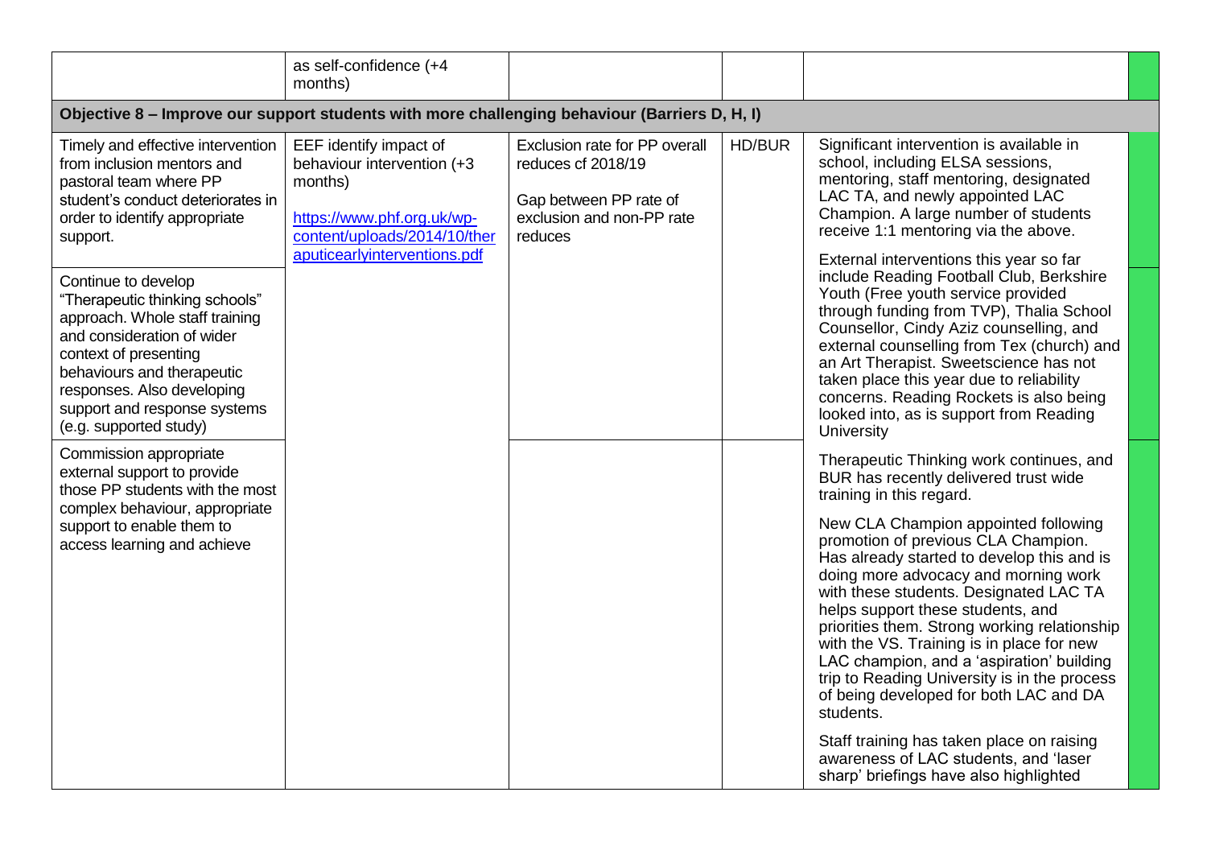| | | | | | |
|---|---|---|---|---|---|
| | as self-confidence (+4 months) | | | | |
| **Objective 8 – Improve our support students with more challenging behaviour (Barriers D, H, I)** | | | | | |
| Timely and effective intervention from inclusion mentors and pastoral team where PP student's conduct deteriorates in order to identify appropriate support. | EEF identify impact of behaviour intervention (+3 months)<br><br>https://www.phf.org.uk/wp-content/uploads/2014/10/theraputicearlyinterventions.pdf | Exclusion rate for PP overall reduces cf 2018/19<br><br>Gap between PP rate of exclusion and non-PP rate reduces | HD/BUR | Significant intervention is available in school, including ELSA sessions, mentoring, staff mentoring, designated LAC TA, and newly appointed LAC Champion. A large number of students receive 1:1 mentoring via the above.<br><br>External interventions this year so far include Reading Football Club, Berkshire Youth (Free youth service provided through funding from TVP), Thalia School Counsellor, Cindy Aziz counselling, and external counselling from Tex (church) and an Art Therapist. Sweetscience has not taken place this year due to reliability concerns. Reading Rockets is also being looked into, as is support from Reading University<br><br>Therapeutic Thinking work continues, and BUR has recently delivered trust wide training in this regard.<br><br>New CLA Champion appointed following promotion of previous CLA Champion. Has already started to develop this and is doing more advocacy and morning work with these students. Designated LAC TA helps support these students, and priorities them. Strong working relationship with the VS. Training is in place for new LAC champion, and a 'aspiration' building trip to Reading University is in the process of being developed for both LAC and DA students.<br><br>Staff training has taken place on raising awareness of LAC students, and 'laser sharp' briefings have also highlighted | |
| Continue to develop "Therapeutic thinking schools" approach. Whole staff training and consideration of wider context of presenting behaviours and therapeutic responses. Also developing support and response systems (e.g. supported study) | | | | | |
| Commission appropriate external support to provide those PP students with the most complex behaviour, appropriate support to enable them to access learning and achieve | | | | | |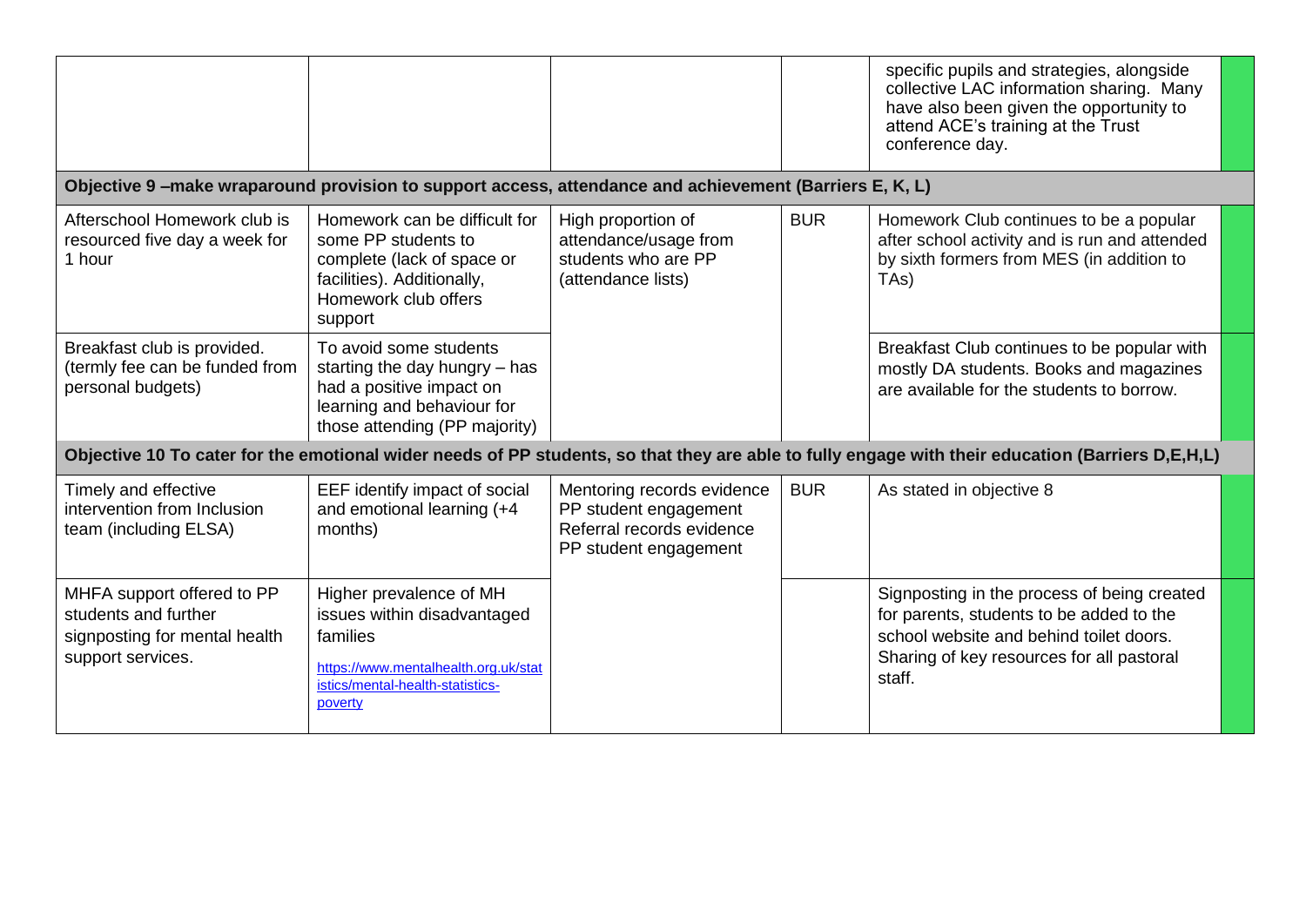| | | | | | |
|---|---|---|---|---|---|
| | | | | specific pupils and strategies, alongside collective LAC information sharing. Many have also been given the opportunity to attend ACE's training at the Trust conference day. | |
| **Objective 9 –make wraparound provision to support access, attendance and achievement (Barriers E, K, L)** | | | | | |
| Afterschool Homework club is resourced five day a week for 1 hour | Homework can be difficult for some PP students to complete (lack of space or facilities). Additionally, Homework club offers support | High proportion of attendance/usage from students who are PP (attendance lists) | BUR | Homework Club continues to be a popular after school activity and is run and attended by sixth formers from MES (in addition to TAs) | |
| Breakfast club is provided. (termly fee can be funded from personal budgets) | To avoid some students starting the day hungry – has had a positive impact on learning and behaviour for those attending (PP majority) | | | Breakfast Club continues to be popular with mostly DA students. Books and magazines are available for the students to borrow. | |
| **Objective 10 To cater for the emotional wider needs of PP students, so that they are able to fully engage with their education (Barriers D,E,H,L)** | | | | | |
| Timely and effective intervention from Inclusion team (including ELSA) | EEF identify impact of social and emotional learning (+4 months) | Mentoring records evidence PP student engagement Referral records evidence PP student engagement | BUR | As stated in objective 8 | |
| MHFA support offered to PP students and further signposting for mental health support services. | Higher prevalence of MH issues within disadvantaged families https://www.mentalhealth.org.uk/statistics/mental-health-statistics-poverty | | | Signposting in the process of being created for parents, students to be added to the school website and behind toilet doors. Sharing of key resources for all pastoral staff. | |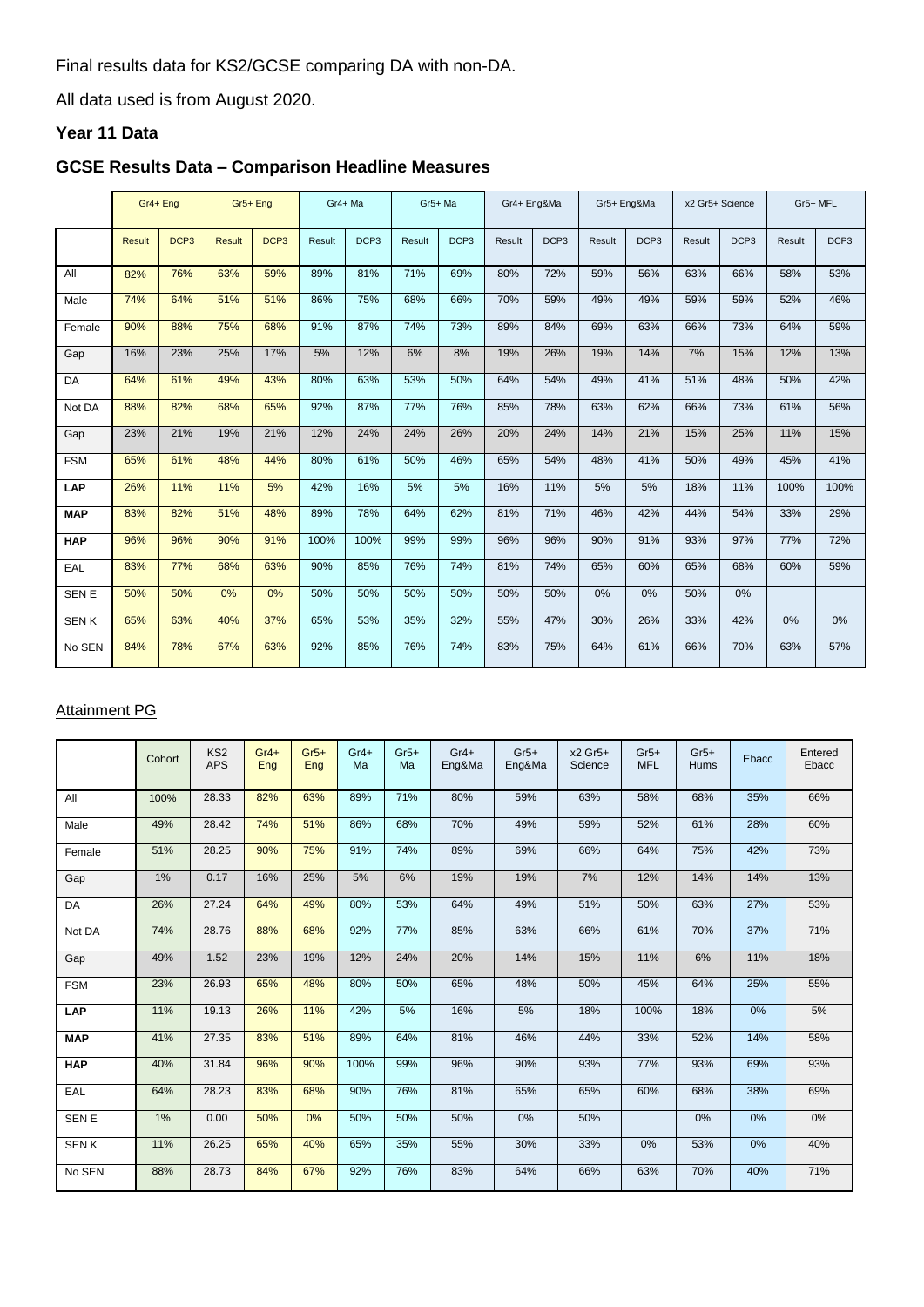Final results data for KS2/GCSE comparing DA with non-DA.

All data used is from August 2020.

### Year 11 Data

### GCSE Results Data – Comparison Headline Measures

| | Gr4+ Eng | | Gr5+ Eng | | Gr4+ Ma | | Gr5+ Ma | | Gr4+ Eng&Ma | | Gr5+ Eng&Ma | | x2 Gr5+ Science | | Gr5+ MFL | |
|---|---|---|---|---|---|---|---|---|---|---|---|---|---|---|---|---|
| | Result | DCP3 | Result | DCP3 | Result | DCP3 | Result | DCP3 | Result | DCP3 | Result | DCP3 | Result | DCP3 | Result | DCP3 |
| All | 82% | 76% | 63% | 59% | 89% | 81% | 71% | 69% | 80% | 72% | 59% | 56% | 63% | 66% | 58% | 53% |
| Male | 74% | 64% | 51% | 51% | 86% | 75% | 68% | 66% | 70% | 59% | 49% | 49% | 59% | 59% | 52% | 46% |
| Female | 90% | 88% | 75% | 68% | 91% | 87% | 74% | 73% | 89% | 84% | 69% | 63% | 66% | 73% | 64% | 59% |
| Gap | 16% | 23% | 25% | 17% | 5% | 12% | 6% | 8% | 19% | 26% | 19% | 14% | 7% | 15% | 12% | 13% |
| DA | 64% | 61% | 49% | 43% | 80% | 63% | 53% | 50% | 64% | 54% | 49% | 41% | 51% | 48% | 50% | 42% |
| Not DA | 88% | 82% | 68% | 65% | 92% | 87% | 77% | 76% | 85% | 78% | 63% | 62% | 66% | 73% | 61% | 56% |
| Gap | 23% | 21% | 19% | 21% | 12% | 24% | 24% | 26% | 20% | 24% | 14% | 21% | 15% | 25% | 11% | 15% |
| FSM | 65% | 61% | 48% | 44% | 80% | 61% | 50% | 46% | 65% | 54% | 48% | 41% | 50% | 49% | 45% | 41% |
| **LAP** | 26% | 11% | 11% | 5% | 42% | 16% | 5% | 5% | 16% | 11% | 5% | 5% | 18% | 11% | 100% | 100% |
| **MAP** | 83% | 82% | 51% | 48% | 89% | 78% | 64% | 62% | 81% | 71% | 46% | 42% | 44% | 54% | 33% | 29% |
| **HAP** | 96% | 96% | 90% | 91% | 100% | 100% | 99% | 99% | 96% | 96% | 90% | 91% | 93% | 97% | 77% | 72% |
| EAL | 83% | 77% | 68% | 63% | 90% | 85% | 76% | 74% | 81% | 74% | 65% | 60% | 65% | 68% | 60% | 59% |
| SEN E | 50% | 50% | 0% | 0% | 50% | 50% | 50% | 50% | 50% | 50% | 0% | 0% | 50% | 0% | | |
| SEN K | 65% | 63% | 40% | 37% | 65% | 53% | 35% | 32% | 55% | 47% | 30% | 26% | 33% | 42% | 0% | 0% |
| No SEN | 84% | 78% | 67% | 63% | 92% | 85% | 76% | 74% | 83% | 75% | 64% | 61% | 66% | 70% | 63% | 57% |

Attainment PG

| | Cohort | KS2 APS | Gr4+ Eng | Gr5+ Eng | Gr4+ Ma | Gr5+ Ma | Gr4+ Eng&Ma | Gr5+ Eng&Ma | x2 Gr5+ Science | Gr5+ MFL | Gr5+ Hums | Ebacc | Entered Ebacc |
|---|---|---|---|---|---|---|---|---|---|---|---|---|---|
| All | 100% | 28.33 | 82% | 63% | 89% | 71% | 80% | 59% | 63% | 58% | 68% | 35% | 66% |
| Male | 49% | 28.42 | 74% | 51% | 86% | 68% | 70% | 49% | 59% | 52% | 61% | 28% | 60% |
| Female | 51% | 28.25 | 90% | 75% | 91% | 74% | 89% | 69% | 66% | 64% | 75% | 42% | 73% |
| Gap | 1% | 0.17 | 16% | 25% | 5% | 6% | 19% | 19% | 7% | 12% | 14% | 14% | 13% |
| DA | 26% | 27.24 | 64% | 49% | 80% | 53% | 64% | 49% | 51% | 50% | 63% | 27% | 53% |
| Not DA | 74% | 28.76 | 88% | 68% | 92% | 77% | 85% | 63% | 66% | 61% | 70% | 37% | 71% |
| Gap | 49% | 1.52 | 23% | 19% | 12% | 24% | 20% | 14% | 15% | 11% | 6% | 11% | 18% |
| FSM | 23% | 26.93 | 65% | 48% | 80% | 50% | 65% | 48% | 50% | 45% | 64% | 25% | 55% |
| **LAP** | 11% | 19.13 | 26% | 11% | 42% | 5% | 16% | 5% | 18% | 100% | 18% | 0% | 5% |
| **MAP** | 41% | 27.35 | 83% | 51% | 89% | 64% | 81% | 46% | 44% | 33% | 52% | 14% | 58% |
| **HAP** | 40% | 31.84 | 96% | 90% | 100% | 99% | 96% | 90% | 93% | 77% | 93% | 69% | 93% |
| EAL | 64% | 28.23 | 83% | 68% | 90% | 76% | 81% | 65% | 65% | 60% | 68% | 38% | 69% |
| SEN E | 1% | 0.00 | 50% | 0% | 50% | 50% | 50% | 0% | 50% | | 0% | 0% | 0% |
| SEN K | 11% | 26.25 | 65% | 40% | 65% | 35% | 55% | 30% | 33% | 0% | 53% | 0% | 40% |
| No SEN | 88% | 28.73 | 84% | 67% | 92% | 76% | 83% | 64% | 66% | 63% | 70% | 40% | 71% |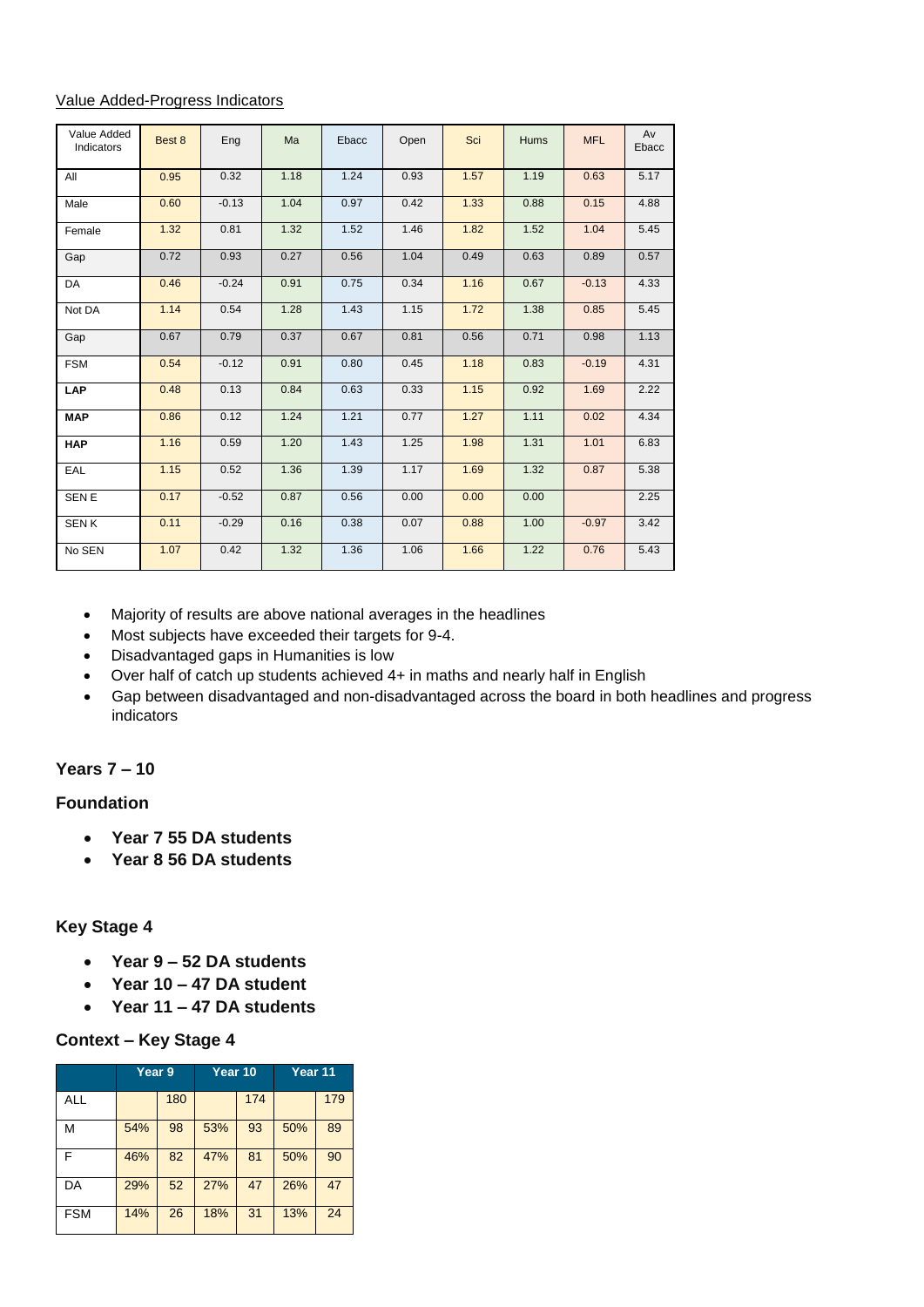Value Added-Progress Indicators

| Value Added Indicators | Best 8 | Eng | Ma | Ebacc | Open | Sci | Hums | MFL | Av Ebacc |
|---|---|---|---|---|---|---|---|---|---|
| All | 0.95 | 0.32 | 1.18 | 1.24 | 0.93 | 1.57 | 1.19 | 0.63 | 5.17 |
| Male | 0.60 | -0.13 | 1.04 | 0.97 | 0.42 | 1.33 | 0.88 | 0.15 | 4.88 |
| Female | 1.32 | 0.81 | 1.32 | 1.52 | 1.46 | 1.82 | 1.52 | 1.04 | 5.45 |
| Gap | 0.72 | 0.93 | 0.27 | 0.56 | 1.04 | 0.49 | 0.63 | 0.89 | 0.57 |
| DA | 0.46 | -0.24 | 0.91 | 0.75 | 0.34 | 1.16 | 0.67 | -0.13 | 4.33 |
| Not DA | 1.14 | 0.54 | 1.28 | 1.43 | 1.15 | 1.72 | 1.38 | 0.85 | 5.45 |
| Gap | 0.67 | 0.79 | 0.37 | 0.67 | 0.81 | 0.56 | 0.71 | 0.98 | 1.13 |
| FSM | 0.54 | -0.12 | 0.91 | 0.80 | 0.45 | 1.18 | 0.83 | -0.19 | 4.31 |
| **LAP** | 0.48 | 0.13 | 0.84 | 0.63 | 0.33 | 1.15 | 0.92 | 1.69 | 2.22 |
| **MAP** | 0.86 | 0.12 | 1.24 | 1.21 | 0.77 | 1.27 | 1.11 | 0.02 | 4.34 |
| **HAP** | 1.16 | 0.59 | 1.20 | 1.43 | 1.25 | 1.98 | 1.31 | 1.01 | 6.83 |
| EAL | 1.15 | 0.52 | 1.36 | 1.39 | 1.17 | 1.69 | 1.32 | 0.87 | 5.38 |
| SEN E | 0.17 | -0.52 | 0.87 | 0.56 | 0.00 | 0.00 | 0.00 | | 2.25 |
| SEN K | 0.11 | -0.29 | 0.16 | 0.38 | 0.07 | 0.88 | 1.00 | -0.97 | 3.42 |
| No SEN | 1.07 | 0.42 | 1.32 | 1.36 | 1.06 | 1.66 | 1.22 | 0.76 | 5.43 |

- Majority of results are above national averages in the headlines
- Most subjects have exceeded their targets for 9-4.
- Disadvantaged gaps in Humanities is low
- Over half of catch up students achieved 4+ in maths and nearly half in English
- Gap between disadvantaged and non-disadvantaged across the board in both headlines and progress indicators

## Years 7 – 10

### Foundation

- **Year 7 55 DA students**
- **Year 8 56 DA students**

### Key Stage 4

- **Year 9 – 52 DA students**
- **Year 10 – 47 DA student**
- **Year 11 – 47 DA students**

### Context – Key Stage 4

| | Year 9 | | Year 10 | | Year 11 | |
|---|---|---|---|---|---|---|
| ALL | | 180 | | 174 | | 179 |
| M | 54% | 98 | 53% | 93 | 50% | 89 |
| F | 46% | 82 | 47% | 81 | 50% | 90 |
| DA | 29% | 52 | 27% | 47 | 26% | 47 |
| FSM | 14% | 26 | 18% | 31 | 13% | 24 |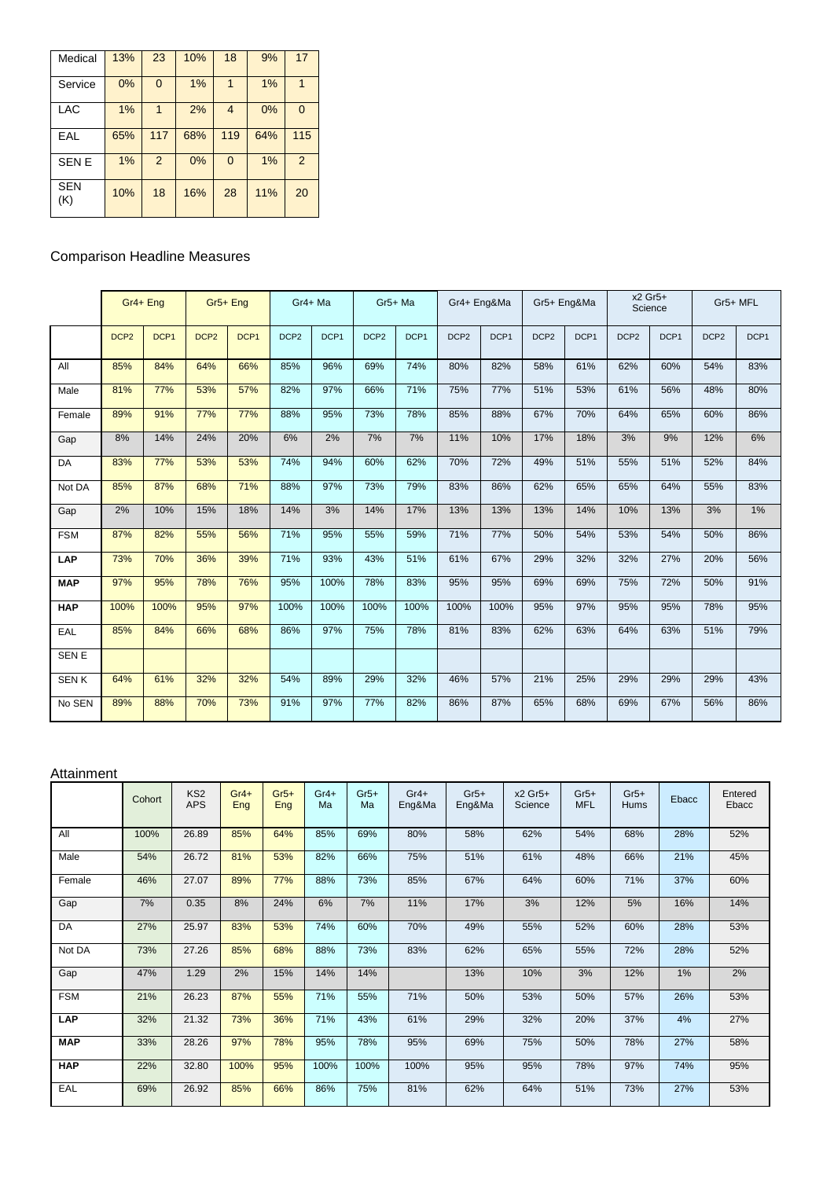| | | | | | | |
|---|---|---|---|---|---|---|
| Medical | 13% | 23 | 10% | 18 | 9% | 17 |
| Service | 0% | 0 | 1% | 1 | 1% | 1 |
| LAC | 1% | 1 | 2% | 4 | 0% | 0 |
| EAL | 65% | 117 | 68% | 119 | 64% | 115 |
| SEN E | 1% | 2 | 0% | 0 | 1% | 2 |
| SEN (K) | 10% | 18 | 16% | 28 | 11% | 20 |

## Comparison Headline Measures

| | Gr4+ Eng | | Gr5+ Eng | | Gr4+ Ma | | Gr5+ Ma | | Gr4+ Eng&Ma | | Gr5+ Eng&Ma | | x2 Gr5+ Science | | Gr5+ MFL | |
|---|---|---|---|---|---|---|---|---|---|---|---|---|---|---|---|---|
| | DCP2 | DCP1 | DCP2 | DCP1 | DCP2 | DCP1 | DCP2 | DCP1 | DCP2 | DCP1 | DCP2 | DCP1 | DCP2 | DCP1 | DCP2 | DCP1 |
| All | 85% | 84% | 64% | 66% | 85% | 96% | 69% | 74% | 80% | 82% | 58% | 61% | 62% | 60% | 54% | 83% |
| Male | 81% | 77% | 53% | 57% | 82% | 97% | 66% | 71% | 75% | 77% | 51% | 53% | 61% | 56% | 48% | 80% |
| Female | 89% | 91% | 77% | 77% | 88% | 95% | 73% | 78% | 85% | 88% | 67% | 70% | 64% | 65% | 60% | 86% |
| Gap | 8% | 14% | 24% | 20% | 6% | 2% | 7% | 7% | 11% | 10% | 17% | 18% | 3% | 9% | 12% | 6% |
| DA | 83% | 77% | 53% | 53% | 74% | 94% | 60% | 62% | 70% | 72% | 49% | 51% | 55% | 51% | 52% | 84% |
| Not DA | 85% | 87% | 68% | 71% | 88% | 97% | 73% | 79% | 83% | 86% | 62% | 65% | 65% | 64% | 55% | 83% |
| Gap | 2% | 10% | 15% | 18% | 14% | 3% | 14% | 17% | 13% | 13% | 13% | 14% | 10% | 13% | 3% | 1% |
| FSM | 87% | 82% | 55% | 56% | 71% | 95% | 55% | 59% | 71% | 77% | 50% | 54% | 53% | 54% | 50% | 86% |
| **LAP** | 73% | 70% | 36% | 39% | 71% | 93% | 43% | 51% | 61% | 67% | 29% | 32% | 32% | 27% | 20% | 56% |
| **MAP** | 97% | 95% | 78% | 76% | 95% | 100% | 78% | 83% | 95% | 95% | 69% | 69% | 75% | 72% | 50% | 91% |
| **HAP** | 100% | 100% | 95% | 97% | 100% | 100% | 100% | 100% | 100% | 100% | 95% | 97% | 95% | 95% | 78% | 95% |
| EAL | 85% | 84% | 66% | 68% | 86% | 97% | 75% | 78% | 81% | 83% | 62% | 63% | 64% | 63% | 51% | 79% |
| SEN E | | | | | | | | | | | | | | | | |
| SEN K | 64% | 61% | 32% | 32% | 54% | 89% | 29% | 32% | 46% | 57% | 21% | 25% | 29% | 29% | 29% | 43% |
| No SEN | 89% | 88% | 70% | 73% | 91% | 97% | 77% | 82% | 86% | 87% | 65% | 68% | 69% | 67% | 56% | 86% |

## Attainment

| | Cohort | KS2 APS | Gr4+ Eng | Gr5+ Eng | Gr4+ Ma | Gr5+ Ma | Gr4+ Eng&Ma | Gr5+ Eng&Ma | x2 Gr5+ Science | Gr5+ MFL | Gr5+ Hums | Ebacc | Entered Ebacc |
|---|---|---|---|---|---|---|---|---|---|---|---|---|---|
| All | 100% | 26.89 | 85% | 64% | 85% | 69% | 80% | 58% | 62% | 54% | 68% | 28% | 52% |
| Male | 54% | 26.72 | 81% | 53% | 82% | 66% | 75% | 51% | 61% | 48% | 66% | 21% | 45% |
| Female | 46% | 27.07 | 89% | 77% | 88% | 73% | 85% | 67% | 64% | 60% | 71% | 37% | 60% |
| Gap | 7% | 0.35 | 8% | 24% | 6% | 7% | 11% | 17% | 3% | 12% | 5% | 16% | 14% |
| DA | 27% | 25.97 | 83% | 53% | 74% | 60% | 70% | 49% | 55% | 52% | 60% | 28% | 53% |
| Not DA | 73% | 27.26 | 85% | 68% | 88% | 73% | 83% | 62% | 65% | 55% | 72% | 28% | 52% |
| Gap | 47% | 1.29 | 2% | 15% | 14% | 14% | | 13% | 10% | 3% | 12% | 1% | 2% |
| FSM | 21% | 26.23 | 87% | 55% | 71% | 55% | 71% | 50% | 53% | 50% | 57% | 26% | 53% |
| **LAP** | 32% | 21.32 | 73% | 36% | 71% | 43% | 61% | 29% | 32% | 20% | 37% | 4% | 27% |
| **MAP** | 33% | 28.26 | 97% | 78% | 95% | 78% | 95% | 69% | 75% | 50% | 78% | 27% | 58% |
| **HAP** | 22% | 32.80 | 100% | 95% | 100% | 100% | 100% | 95% | 95% | 78% | 97% | 74% | 95% |
| EAL | 69% | 26.92 | 85% | 66% | 86% | 75% | 81% | 62% | 64% | 51% | 73% | 27% | 53% |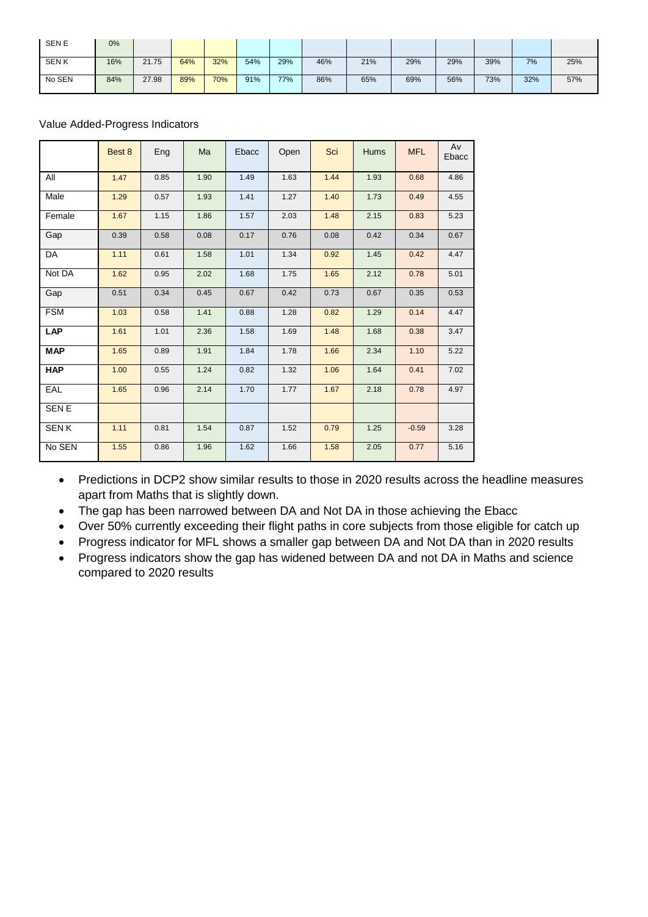| SEN E | 0% | | | | | | | | | | | | |
|---|---|---|---|---|---|---|---|---|---|---|---|---|---|
| SEN K | 16% | 21.75 | 64% | 32% | 54% | 29% | 46% | 21% | 29% | 29% | 39% | 7% | 25% |
| No SEN | 84% | 27.98 | 89% | 70% | 91% | 77% | 86% | 65% | 69% | 56% | 73% | 32% | 57% |

Value Added-Progress Indicators

| | Best 8 | Eng | Ma | Ebacc | Open | Sci | Hums | MFL | Av Ebacc |
|---|---|---|---|---|---|---|---|---|---|
| All | 1.47 | 0.85 | 1.90 | 1.49 | 1.63 | 1.44 | 1.93 | 0.68 | 4.86 |
| Male | 1.29 | 0.57 | 1.93 | 1.41 | 1.27 | 1.40 | 1.73 | 0.49 | 4.55 |
| Female | 1.67 | 1.15 | 1.86 | 1.57 | 2.03 | 1.48 | 2.15 | 0.83 | 5.23 |
| Gap | 0.39 | 0.58 | 0.08 | 0.17 | 0.76 | 0.08 | 0.42 | 0.34 | 0.67 |
| DA | 1.11 | 0.61 | 1.58 | 1.01 | 1.34 | 0.92 | 1.45 | 0.42 | 4.47 |
| Not DA | 1.62 | 0.95 | 2.02 | 1.68 | 1.75 | 1.65 | 2.12 | 0.78 | 5.01 |
| Gap | 0.51 | 0.34 | 0.45 | 0.67 | 0.42 | 0.73 | 0.67 | 0.35 | 0.53 |
| FSM | 1.03 | 0.58 | 1.41 | 0.88 | 1.28 | 0.82 | 1.29 | 0.14 | 4.47 |
| **LAP** | 1.61 | 1.01 | 2.36 | 1.58 | 1.69 | 1.48 | 1.68 | 0.38 | 3.47 |
| **MAP** | 1.65 | 0.89 | 1.91 | 1.84 | 1.78 | 1.66 | 2.34 | 1.10 | 5.22 |
| **HAP** | 1.00 | 0.55 | 1.24 | 0.82 | 1.32 | 1.06 | 1.64 | 0.41 | 7.02 |
| EAL | 1.65 | 0.96 | 2.14 | 1.70 | 1.77 | 1.67 | 2.18 | 0.78 | 4.97 |
| SEN E | | | | | | | | | |
| SEN K | 1.11 | 0.81 | 1.54 | 0.87 | 1.52 | 0.79 | 1.25 | -0.59 | 3.28 |
| No SEN | 1.55 | 0.86 | 1.96 | 1.62 | 1.66 | 1.58 | 2.05 | 0.77 | 5.16 |

- Predictions in DCP2 show similar results to those in 2020 results across the headline measures apart from Maths that is slightly down.
- The gap has been narrowed between DA and Not DA in those achieving the Ebacc
- Over 50% currently exceeding their flight paths in core subjects from those eligible for catch up
- Progress indicator for MFL shows a smaller gap between DA and Not DA than in 2020 results
- Progress indicators show the gap has widened between DA and not DA in Maths and science compared to 2020 results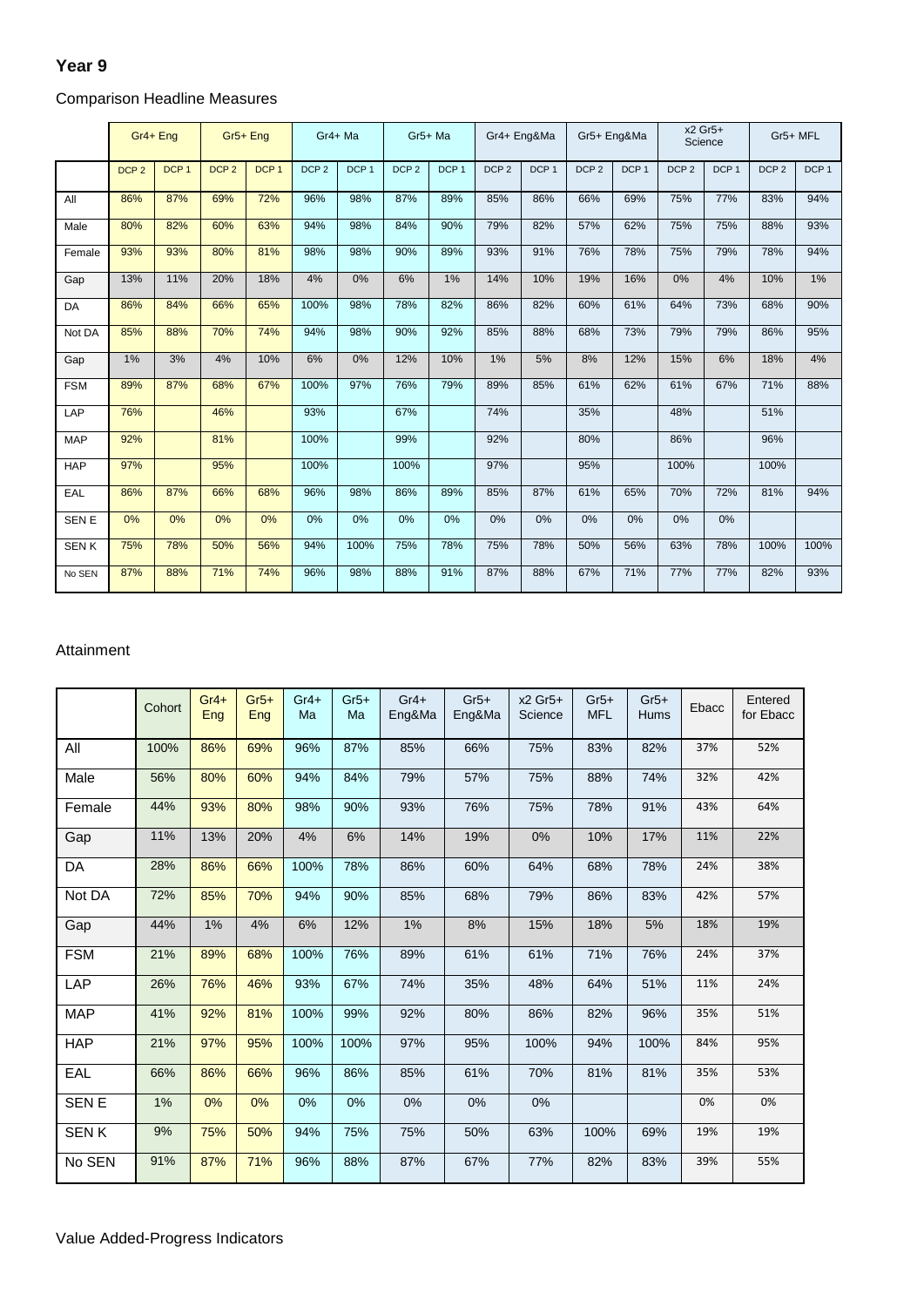## Year 9

Comparison Headline Measures

| | Gr4+ Eng | | Gr5+ Eng | | Gr4+ Ma | | Gr5+ Ma | | Gr4+ Eng&Ma | | Gr5+ Eng&Ma | | x2 Gr5+ Science | | Gr5+ MFL | |
|---|---|---|---|---|---|---|---|---|---|---|---|---|---|---|---|---|
| | DCP 2 | DCP 1 | DCP 2 | DCP 1 | DCP 2 | DCP 1 | DCP 2 | DCP 1 | DCP 2 | DCP 1 | DCP 2 | DCP 1 | DCP 2 | DCP 1 | DCP 2 | DCP 1 |
| All | 86% | 87% | 69% | 72% | 96% | 98% | 87% | 89% | 85% | 86% | 66% | 69% | 75% | 77% | 83% | 94% |
| Male | 80% | 82% | 60% | 63% | 94% | 98% | 84% | 90% | 79% | 82% | 57% | 62% | 75% | 75% | 88% | 93% |
| Female | 93% | 93% | 80% | 81% | 98% | 98% | 90% | 89% | 93% | 91% | 76% | 78% | 75% | 79% | 78% | 94% |
| Gap | 13% | 11% | 20% | 18% | 4% | 0% | 6% | 1% | 14% | 10% | 19% | 16% | 0% | 4% | 10% | 1% |
| DA | 86% | 84% | 66% | 65% | 100% | 98% | 78% | 82% | 86% | 82% | 60% | 61% | 64% | 73% | 68% | 90% |
| Not DA | 85% | 88% | 70% | 74% | 94% | 98% | 90% | 92% | 85% | 88% | 68% | 73% | 79% | 79% | 86% | 95% |
| Gap | 1% | 3% | 4% | 10% | 6% | 0% | 12% | 10% | 1% | 5% | 8% | 12% | 15% | 6% | 18% | 4% |
| FSM | 89% | 87% | 68% | 67% | 100% | 97% | 76% | 79% | 89% | 85% | 61% | 62% | 61% | 67% | 71% | 88% |
| LAP | 76% | | 46% | | 93% | | 67% | | 74% | | 35% | | 48% | | 51% | |
| MAP | 92% | | 81% | | 100% | | 99% | | 92% | | 80% | | 86% | | 96% | |
| HAP | 97% | | 95% | | 100% | | 100% | | 97% | | 95% | | 100% | | 100% | |
| EAL | 86% | 87% | 66% | 68% | 96% | 98% | 86% | 89% | 85% | 87% | 61% | 65% | 70% | 72% | 81% | 94% |
| SEN E | 0% | 0% | 0% | 0% | 0% | 0% | 0% | 0% | 0% | 0% | 0% | 0% | 0% | 0% | | |
| SEN K | 75% | 78% | 50% | 56% | 94% | 100% | 75% | 78% | 75% | 78% | 50% | 56% | 63% | 78% | 100% | 100% |
| No SEN | 87% | 88% | 71% | 74% | 96% | 98% | 88% | 91% | 87% | 88% | 67% | 71% | 77% | 77% | 82% | 93% |

Attainment

| | Cohort | Gr4+ Eng | Gr5+ Eng | Gr4+ Ma | Gr5+ Ma | Gr4+ Eng&Ma | Gr5+ Eng&Ma | x2 Gr5+ Science | Gr5+ MFL | Gr5+ Hums | Ebacc | Entered for Ebacc |
|---|---|---|---|---|---|---|---|---|---|---|---|---|
| All | 100% | 86% | 69% | 96% | 87% | 85% | 66% | 75% | 83% | 82% | 37% | 52% |
| Male | 56% | 80% | 60% | 94% | 84% | 79% | 57% | 75% | 88% | 74% | 32% | 42% |
| Female | 44% | 93% | 80% | 98% | 90% | 93% | 76% | 75% | 78% | 91% | 43% | 64% |
| Gap | 11% | 13% | 20% | 4% | 6% | 14% | 19% | 0% | 10% | 17% | 11% | 22% |
| DA | 28% | 86% | 66% | 100% | 78% | 86% | 60% | 64% | 68% | 78% | 24% | 38% |
| Not DA | 72% | 85% | 70% | 94% | 90% | 85% | 68% | 79% | 86% | 83% | 42% | 57% |
| Gap | 44% | 1% | 4% | 6% | 12% | 1% | 8% | 15% | 18% | 5% | 18% | 19% |
| FSM | 21% | 89% | 68% | 100% | 76% | 89% | 61% | 61% | 71% | 76% | 24% | 37% |
| LAP | 26% | 76% | 46% | 93% | 67% | 74% | 35% | 48% | 64% | 51% | 11% | 24% |
| MAP | 41% | 92% | 81% | 100% | 99% | 92% | 80% | 86% | 82% | 96% | 35% | 51% |
| HAP | 21% | 97% | 95% | 100% | 100% | 97% | 95% | 100% | 94% | 100% | 84% | 95% |
| EAL | 66% | 86% | 66% | 96% | 86% | 85% | 61% | 70% | 81% | 81% | 35% | 53% |
| SEN E | 1% | 0% | 0% | 0% | 0% | 0% | 0% | 0% | | | 0% | 0% |
| SEN K | 9% | 75% | 50% | 94% | 75% | 75% | 50% | 63% | 100% | 69% | 19% | 19% |
| No SEN | 91% | 87% | 71% | 96% | 88% | 87% | 67% | 77% | 82% | 83% | 39% | 55% |

Value Added-Progress Indicators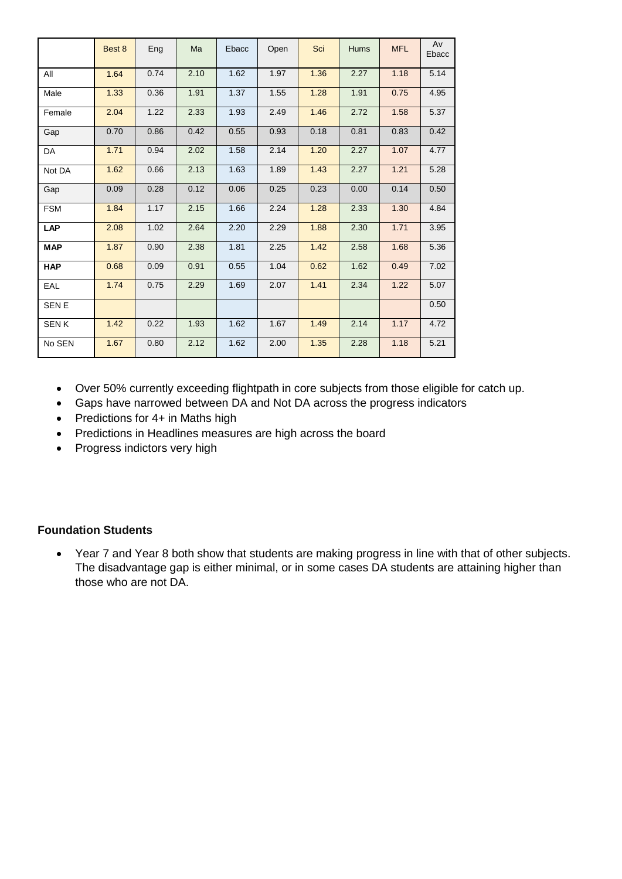| | Best 8 | Eng | Ma | Ebacc | Open | Sci | Hums | MFL | Av Ebacc |
|---|---|---|---|---|---|---|---|---|---|
| All | 1.64 | 0.74 | 2.10 | 1.62 | 1.97 | 1.36 | 2.27 | 1.18 | 5.14 |
| Male | 1.33 | 0.36 | 1.91 | 1.37 | 1.55 | 1.28 | 1.91 | 0.75 | 4.95 |
| Female | 2.04 | 1.22 | 2.33 | 1.93 | 2.49 | 1.46 | 2.72 | 1.58 | 5.37 |
| Gap | 0.70 | 0.86 | 0.42 | 0.55 | 0.93 | 0.18 | 0.81 | 0.83 | 0.42 |
| DA | 1.71 | 0.94 | 2.02 | 1.58 | 2.14 | 1.20 | 2.27 | 1.07 | 4.77 |
| Not DA | 1.62 | 0.66 | 2.13 | 1.63 | 1.89 | 1.43 | 2.27 | 1.21 | 5.28 |
| Gap | 0.09 | 0.28 | 0.12 | 0.06 | 0.25 | 0.23 | 0.00 | 0.14 | 0.50 |
| FSM | 1.84 | 1.17 | 2.15 | 1.66 | 2.24 | 1.28 | 2.33 | 1.30 | 4.84 |
| **LAP** | 2.08 | 1.02 | 2.64 | 2.20 | 2.29 | 1.88 | 2.30 | 1.71 | 3.95 |
| **MAP** | 1.87 | 0.90 | 2.38 | 1.81 | 2.25 | 1.42 | 2.58 | 1.68 | 5.36 |
| **HAP** | 0.68 | 0.09 | 0.91 | 0.55 | 1.04 | 0.62 | 1.62 | 0.49 | 7.02 |
| EAL | 1.74 | 0.75 | 2.29 | 1.69 | 2.07 | 1.41 | 2.34 | 1.22 | 5.07 |
| SEN E | | | | | | | | | 0.50 |
| SEN K | 1.42 | 0.22 | 1.93 | 1.62 | 1.67 | 1.49 | 2.14 | 1.17 | 4.72 |
| No SEN | 1.67 | 0.80 | 2.12 | 1.62 | 2.00 | 1.35 | 2.28 | 1.18 | 5.21 |

- Over 50% currently exceeding flightpath in core subjects from those eligible for catch up.
- Gaps have narrowed between DA and Not DA across the progress indicators
- Predictions for 4+ in Maths high
- Predictions in Headlines measures are high across the board
- Progress indictors very high

**Foundation Students**

- Year 7 and Year 8 both show that students are making progress in line with that of other subjects. The disadvantage gap is either minimal, or in some cases DA students are attaining higher than those who are not DA.